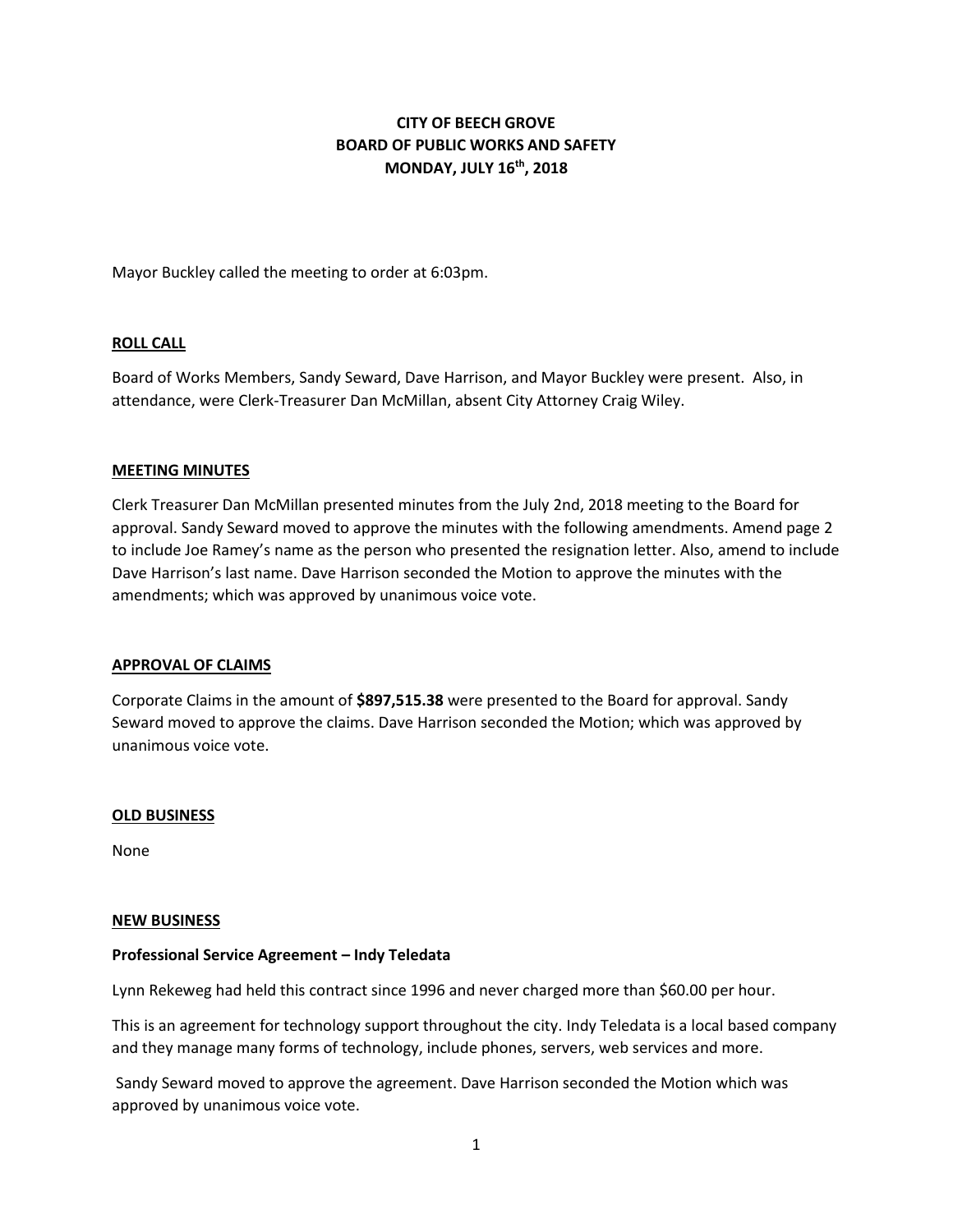# CITY OF BEECH GROVE
# BOARD OF PUBLIC WORKS AND SAFETY
# MONDAY, JULY 16th, 2018

Mayor Buckley called the meeting to order at 6:03pm.

## ROLL CALL

Board of Works Members, Sandy Seward, Dave Harrison, and Mayor Buckley were present. Also, in attendance, were Clerk-Treasurer Dan McMillan, absent City Attorney Craig Wiley.

## MEETING MINUTES

Clerk Treasurer Dan McMillan presented minutes from the July 2nd, 2018 meeting to the Board for approval. Sandy Seward moved to approve the minutes with the following amendments. Amend page 2 to include Joe Ramey's name as the person who presented the resignation letter. Also, amend to include Dave Harrison's last name. Dave Harrison seconded the Motion to approve the minutes with the amendments; which was approved by unanimous voice vote.

## APPROVAL OF CLAIMS

Corporate Claims in the amount of **$897,515.38** were presented to the Board for approval. Sandy Seward moved to approve the claims. Dave Harrison seconded the Motion; which was approved by unanimous voice vote.

## OLD BUSINESS

None

## NEW BUSINESS

### Professional Service Agreement – Indy Teledata

Lynn Rekeweg had held this contract since 1996 and never charged more than $60.00 per hour.

This is an agreement for technology support throughout the city. Indy Teledata is a local based company and they manage many forms of technology, include phones, servers, web services and more.

Sandy Seward moved to approve the agreement. Dave Harrison seconded the Motion which was approved by unanimous voice vote.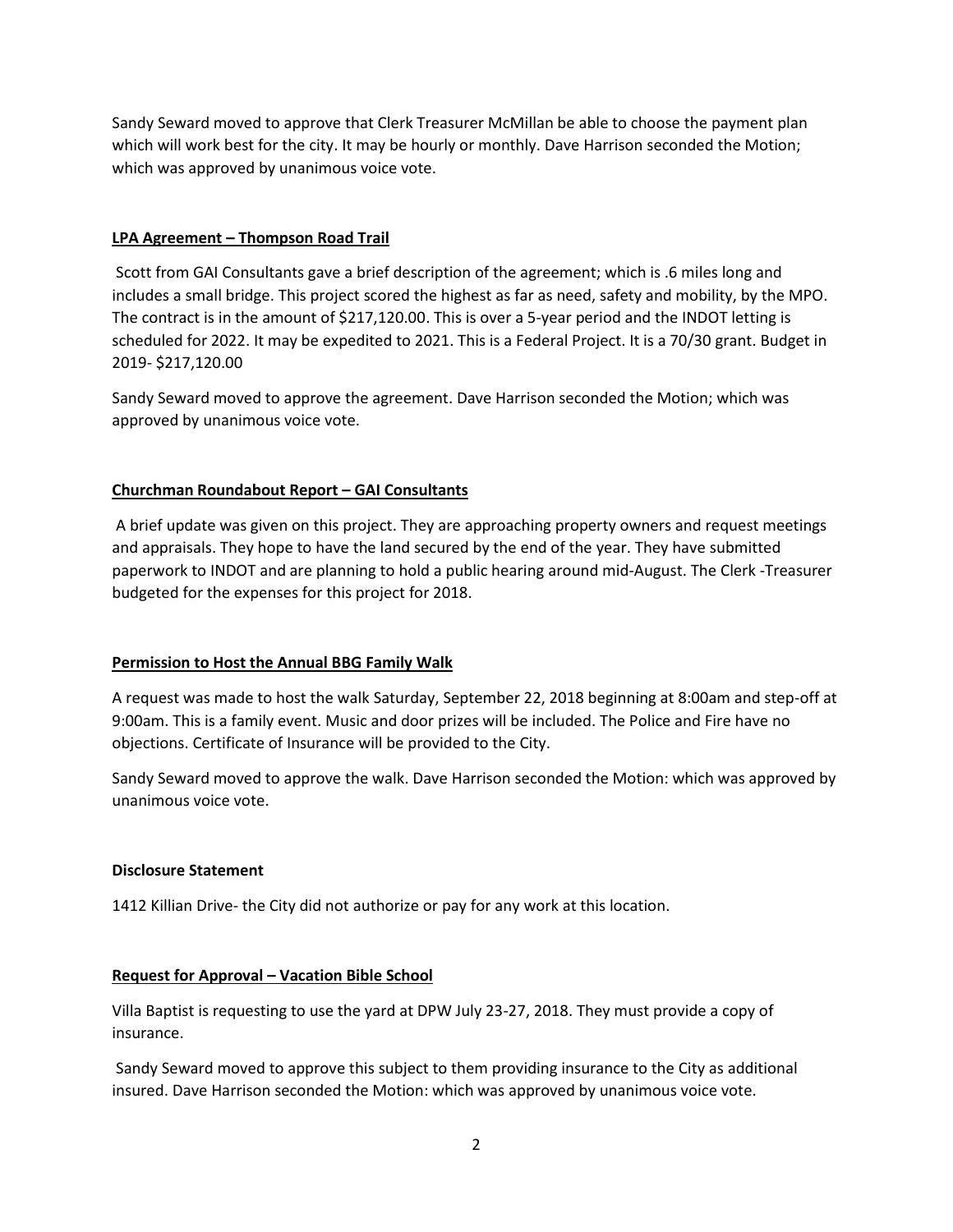Sandy Seward moved to approve that Clerk Treasurer McMillan be able to choose the payment plan which will work best for the city. It may be hourly or monthly. Dave Harrison seconded the Motion; which was approved by unanimous voice vote.

**LPA Agreement – Thompson Road Trail**

Scott from GAI Consultants gave a brief description of the agreement; which is .6 miles long and includes a small bridge. This project scored the highest as far as need, safety and mobility, by the MPO. The contract is in the amount of $217,120.00. This is over a 5-year period and the INDOT letting is scheduled for 2022. It may be expedited to 2021. This is a Federal Project. It is a 70/30 grant. Budget in 2019- $217,120.00

Sandy Seward moved to approve the agreement. Dave Harrison seconded the Motion; which was approved by unanimous voice vote.

**Churchman Roundabout Report – GAI Consultants**

A brief update was given on this project. They are approaching property owners and request meetings and appraisals. They hope to have the land secured by the end of the year. They have submitted paperwork to INDOT and are planning to hold a public hearing around mid-August. The Clerk -Treasurer budgeted for the expenses for this project for 2018.

**Permission to Host the Annual BBG Family Walk**

A request was made to host the walk Saturday, September 22, 2018 beginning at 8:00am and step-off at 9:00am. This is a family event. Music and door prizes will be included. The Police and Fire have no objections. Certificate of Insurance will be provided to the City.

Sandy Seward moved to approve the walk. Dave Harrison seconded the Motion: which was approved by unanimous voice vote.

**Disclosure Statement**

1412 Killian Drive- the City did not authorize or pay for any work at this location.

**Request for Approval – Vacation Bible School**

Villa Baptist is requesting to use the yard at DPW July 23-27, 2018. They must provide a copy of insurance.

Sandy Seward moved to approve this subject to them providing insurance to the City as additional insured. Dave Harrison seconded the Motion: which was approved by unanimous voice vote.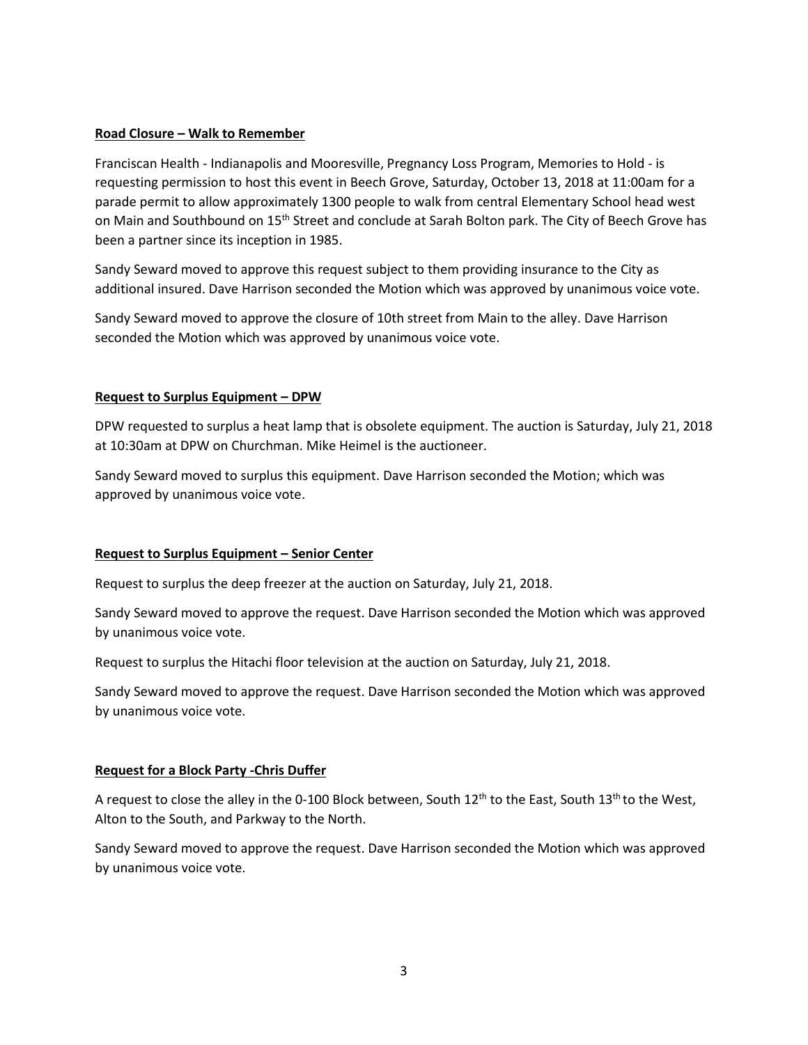**Road Closure – Walk to Remember**

Franciscan Health - Indianapolis and Mooresville, Pregnancy Loss Program, Memories to Hold - is requesting permission to host this event in Beech Grove, Saturday, October 13, 2018 at 11:00am for a parade permit to allow approximately 1300 people to walk from central Elementary School head west on Main and Southbound on 15th Street and conclude at Sarah Bolton park. The City of Beech Grove has been a partner since its inception in 1985.

Sandy Seward moved to approve this request subject to them providing insurance to the City as additional insured. Dave Harrison seconded the Motion which was approved by unanimous voice vote.

Sandy Seward moved to approve the closure of 10th street from Main to the alley. Dave Harrison seconded the Motion which was approved by unanimous voice vote.

**Request to Surplus Equipment – DPW**

DPW requested to surplus a heat lamp that is obsolete equipment. The auction is Saturday, July 21, 2018 at 10:30am at DPW on Churchman. Mike Heimel is the auctioneer.

Sandy Seward moved to surplus this equipment. Dave Harrison seconded the Motion; which was approved by unanimous voice vote.

**Request to Surplus Equipment – Senior Center**

Request to surplus the deep freezer at the auction on Saturday, July 21, 2018.

Sandy Seward moved to approve the request. Dave Harrison seconded the Motion which was approved by unanimous voice vote.

Request to surplus the Hitachi floor television at the auction on Saturday, July 21, 2018.

Sandy Seward moved to approve the request. Dave Harrison seconded the Motion which was approved by unanimous voice vote.

**Request for a Block Party -Chris Duffer**

A request to close the alley in the 0-100 Block between, South 12th to the East, South 13th to the West, Alton to the South, and Parkway to the North.

Sandy Seward moved to approve the request. Dave Harrison seconded the Motion which was approved by unanimous voice vote.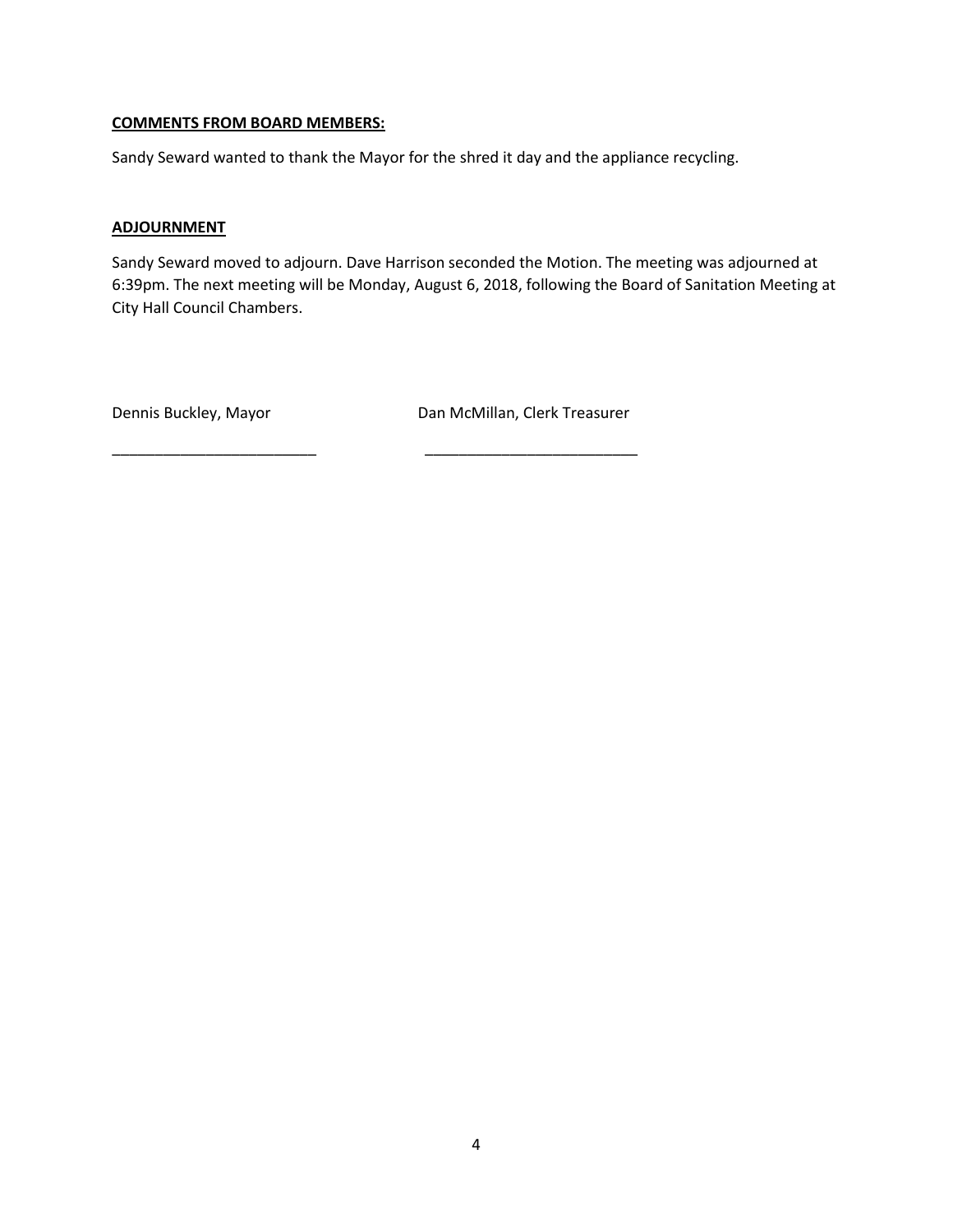**COMMENTS FROM BOARD MEMBERS:**

Sandy Seward wanted to thank the Mayor for the shred it day and the appliance recycling.

**ADJOURNMENT**

Sandy Seward moved to adjourn. Dave Harrison seconded the Motion. The meeting was adjourned at 6:39pm. The next meeting will be Monday, August 6, 2018, following the Board of Sanitation Meeting at City Hall Council Chambers.

Dennis Buckley, Mayor

________________________

Dan McMillan, Clerk Treasurer

_________________________